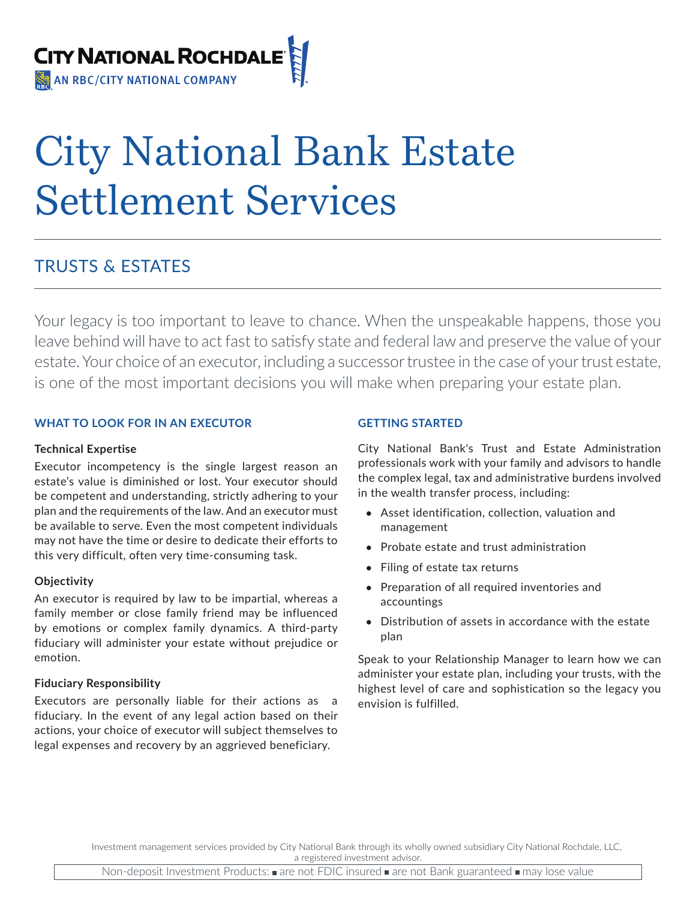CITY NATIONAL ROCHDALE

AN RBC/CITY NATIONAL COMPANY

# City National Bank Estate Settlement Services

## TRUSTS & ESTATES

Your legacy is too important to leave to chance. When the unspeakable happens, those you leave behind will have to act fast to satisfy state and federal law and preserve the value of your estate. Your choice of an executor, including a successor trustee in the case of your trust estate, is one of the most important decisions you will make when preparing your estate plan.

### WHAT TO LOOK FOR IN AN EXECUTOR

**Technical Expertise**

Executor incompetency is the single largest reason an estate's value is diminished or lost. Your executor should be competent and understanding, strictly adhering to your plan and the requirements of the law. And an executor must be available to serve. Even the most competent individuals may not have the time or desire to dedicate their efforts to this very difficult, often very time-consuming task.

**Objectivity**

An executor is required by law to be impartial, whereas a family member or close family friend may be influenced by emotions or complex family dynamics. A third-party fiduciary will administer your estate without prejudice or emotion.

**Fiduciary Responsibility**

Executors are personally liable for their actions as a fiduciary. In the event of any legal action based on their actions, your choice of executor will subject themselves to legal expenses and recovery by an aggrieved beneficiary.

### GETTING STARTED

City National Bank's Trust and Estate Administration professionals work with your family and advisors to handle the complex legal, tax and administrative burdens involved in the wealth transfer process, including:

- Asset identification, collection, valuation and management
- Probate estate and trust administration
- Filing of estate tax returns
- Preparation of all required inventories and accountings
- Distribution of assets in accordance with the estate plan

Speak to your Relationship Manager to learn how we can administer your estate plan, including your trusts, with the highest level of care and sophistication so the legacy you envision is fulfilled.

Investment management services provided by City National Bank through its wholly owned subsidiary City National Rochdale, LLC, a registered investment advisor.

Non-deposit Investment Products: ■ are not FDIC insured ■ are not Bank guaranteed ■ may lose value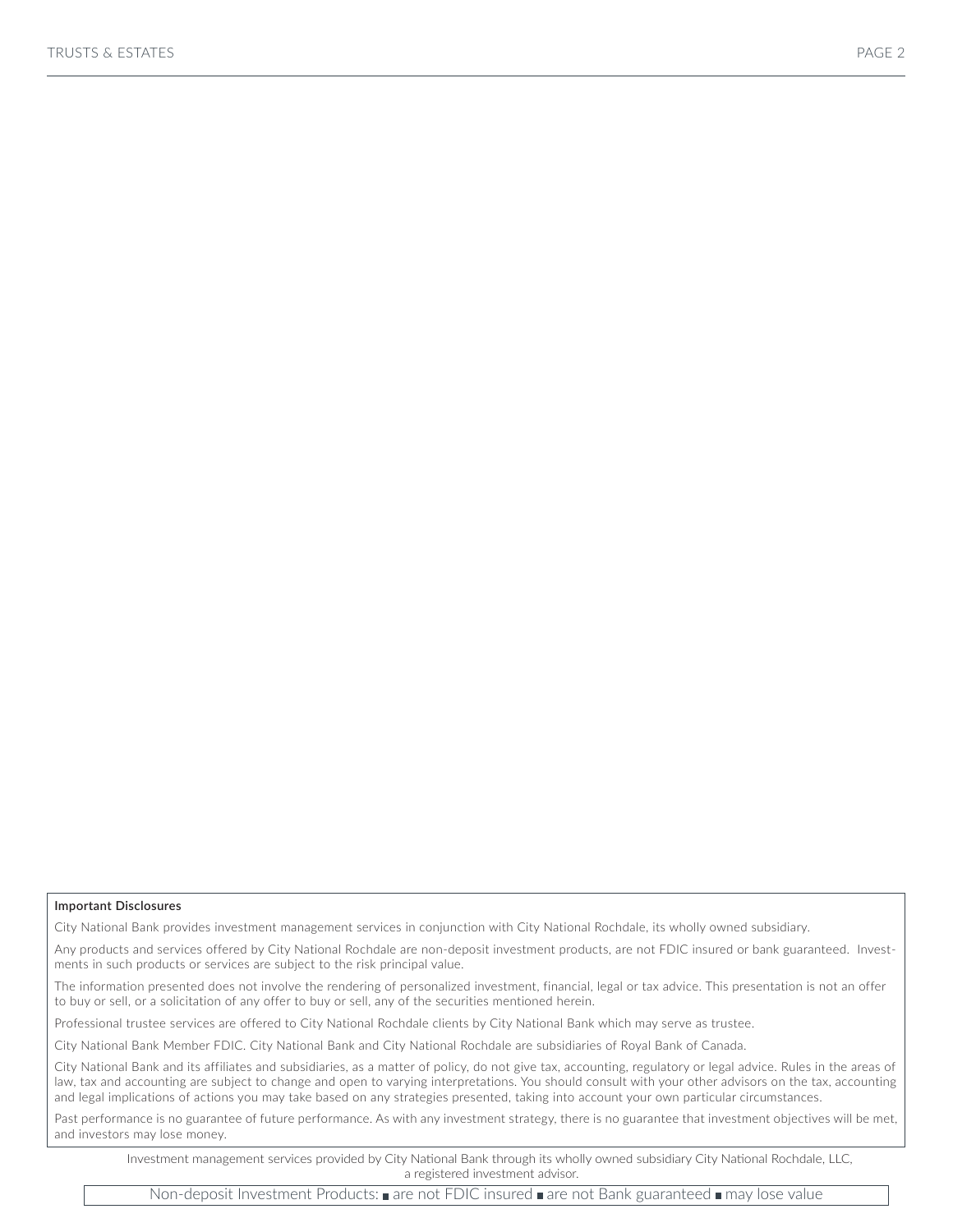**Important Disclosures**

City National Bank provides investment management services in conjunction with City National Rochdale, its wholly owned subsidiary.

Any products and services offered by City National Rochdale are non-deposit investment products, are not FDIC insured or bank guaranteed. Investments in such products or services are subject to the risk principal value.

The information presented does not involve the rendering of personalized investment, financial, legal or tax advice. This presentation is not an offer to buy or sell, or a solicitation of any offer to buy or sell, any of the securities mentioned herein.

Professional trustee services are offered to City National Rochdale clients by City National Bank which may serve as trustee.

City National Bank Member FDIC. City National Bank and City National Rochdale are subsidiaries of Royal Bank of Canada.

City National Bank and its affiliates and subsidiaries, as a matter of policy, do not give tax, accounting, regulatory or legal advice. Rules in the areas of law, tax and accounting are subject to change and open to varying interpretations. You should consult with your other advisors on the tax, accounting and legal implications of actions you may take based on any strategies presented, taking into account your own particular circumstances.

Past performance is no guarantee of future performance. As with any investment strategy, there is no guarantee that investment objectives will be met, and investors may lose money.

Investment management services provided by City National Bank through its wholly owned subsidiary City National Rochdale, LLC, a registered investment advisor.

Non-deposit Investment Products: ■ are not FDIC insured ■ are not Bank guaranteed ■ may lose value